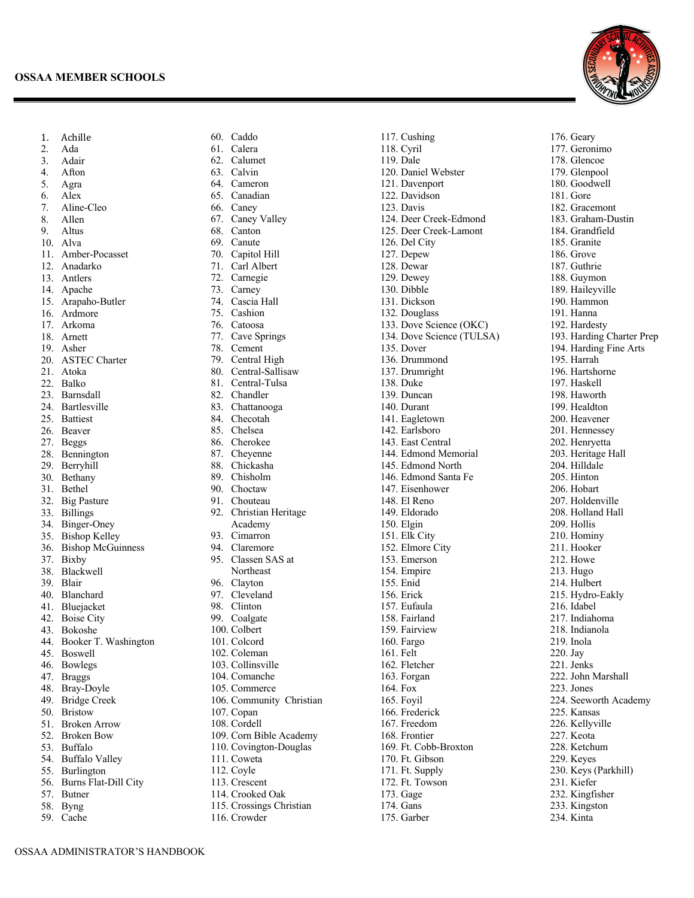# OSSAA MEMBER SCHOOLS

1. Achille
2. Ada
3. Adair
4. Afton
5. Agra
6. Alex
7. Aline-Cleo
8. Allen
9. Altus
10. Alva
11. Amber-Pocasset
12. Anadarko
13. Antlers
14. Apache
15. Arapaho-Butler
16. Ardmore
17. Arkoma
18. Arnett
19. Asher
20. ASTEC Charter
21. Atoka
22. Balko
23. Barnsdall
24. Bartlesville
25. Battiest
26. Beaver
27. Beggs
28. Bennington
29. Berryhill
30. Bethany
31. Bethel
32. Big Pasture
33. Billings
34. Binger-Oney
35. Bishop Kelley
36. Bishop McGuinness
37. Bixby
38. Blackwell
39. Blair
40. Blanchard
41. Bluejacket
42. Boise City
43. Bokoshe
44. Booker T. Washington
45. Boswell
46. Bowlegs
47. Braggs
48. Bray-Doyle
49. Bridge Creek
50. Bristow
51. Broken Arrow
52. Broken Bow
53. Buffalo
54. Buffalo Valley
55. Burlington
56. Burns Flat-Dill City
57. Butner
58. Byng
59. Cache
60. Caddo
61. Calera
62. Calumet
63. Calvin
64. Cameron
65. Canadian
66. Caney
67. Caney Valley
68. Canton
69. Canute
70. Capitol Hill
71. Carl Albert
72. Carnegie
73. Carney
74. Cascia Hall
75. Cashion
76. Catoosa
77. Cave Springs
78. Cement
79. Central High
80. Central-Sallisaw
81. Central-Tulsa
82. Chandler
83. Chattanooga
84. Checotah
85. Chelsea
86. Cherokee
87. Cheyenne
88. Chickasha
89. Chisholm
90. Choctaw
91. Chouteau
92. Christian Heritage Academy
93. Cimarron
94. Claremore
95. Classen SAS at Northeast
96. Clayton
97. Cleveland
98. Clinton
99. Coalgate
100. Colbert
101. Colcord
102. Coleman
103. Collinsville
104. Comanche
105. Commerce
106. Community Christian
107. Copan
108. Cordell
109. Corn Bible Academy
110. Covington-Douglas
111. Coweta
112. Coyle
113. Crescent
114. Crooked Oak
115. Crossings Christian
116. Crowder
117. Cushing
118. Cyril
119. Dale
120. Daniel Webster
121. Davenport
122. Davidson
123. Davis
124. Deer Creek-Edmond
125. Deer Creek-Lamont
126. Del City
127. Depew
128. Dewar
129. Dewey
130. Dibble
131. Dickson
132. Douglass
133. Dove Science (OKC)
134. Dove Science (TULSA)
135. Dover
136. Drummond
137. Drumright
138. Duke
139. Duncan
140. Durant
141. Eagletown
142. Earlsboro
143. East Central
144. Edmond Memorial
145. Edmond North
146. Edmond Santa Fe
147. Eisenhower
148. El Reno
149. Eldorado
150. Elgin
151. Elk City
152. Elmore City
153. Emerson
154. Empire
155. Enid
156. Erick
157. Eufaula
158. Fairland
159. Fairview
160. Fargo
161. Felt
162. Fletcher
163. Forgan
164. Fox
165. Foyil
166. Frederick
167. Freedom
168. Frontier
169. Ft. Cobb-Broxton
170. Ft. Gibson
171. Ft. Supply
172. Ft. Towson
173. Gage
174. Gans
175. Garber
176. Geary
177. Geronimo
178. Glencoe
179. Glenpool
180. Goodwell
181. Gore
182. Gracemont
183. Graham-Dustin
184. Grandfield
185. Granite
186. Grove
187. Guthrie
188. Guymon
189. Haileyville
190. Hammon
191. Hanna
192. Hardesty
193. Harding Charter Prep
194. Harding Fine Arts
195. Harrah
196. Hartshorne
197. Haskell
198. Haworth
199. Healdton
200. Heavener
201. Hennessey
202. Henryetta
203. Heritage Hall
204. Hilldale
205. Hinton
206. Hobart
207. Holdenville
208. Holland Hall
209. Hollis
210. Hominy
211. Hooker
212. Howe
213. Hugo
214. Hulbert
215. Hydro-Eakly
216. Idabel
217. Indiahoma
218. Indianola
219. Inola
220. Jay
221. Jenks
222. John Marshall
223. Jones
224. Seeworth Academy
225. Kansas
226. Kellyville
227. Keota
228. Ketchum
229. Keyes
230. Keys (Parkhill)
231. Kiefer
232. Kingfisher
233. Kingston
234. Kinta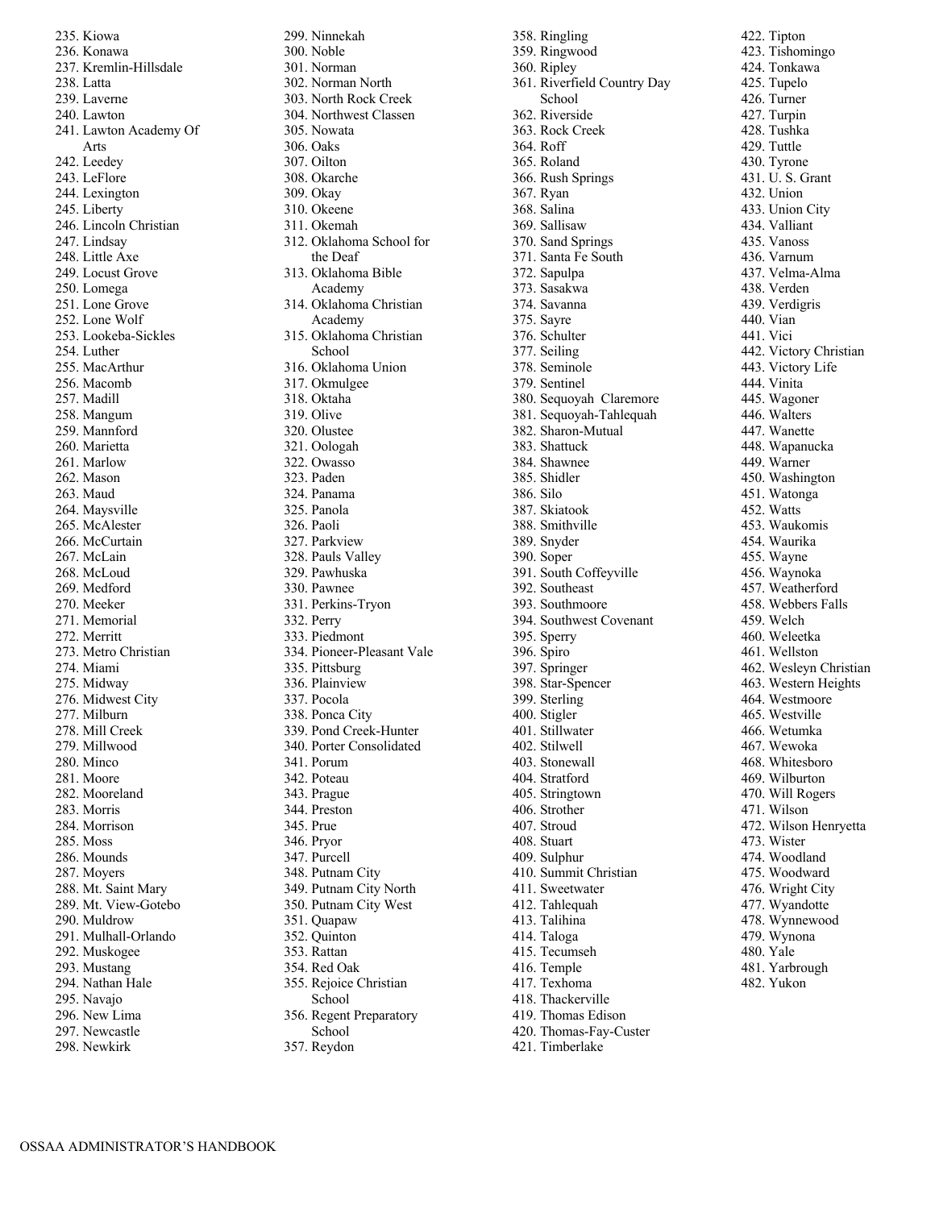235. Kiowa
236. Konawa
237. Kremlin-Hillsdale
238. Latta
239. Laverne
240. Lawton
241. Lawton Academy Of Arts
242. Leedey
243. LeFlore
244. Lexington
245. Liberty
246. Lincoln Christian
247. Lindsay
248. Little Axe
249. Locust Grove
250. Lomega
251. Lone Grove
252. Lone Wolf
253. Lookeba-Sickles
254. Luther
255. MacArthur
256. Macomb
257. Madill
258. Mangum
259. Mannford
260. Marietta
261. Marlow
262. Mason
263. Maud
264. Maysville
265. McAlester
266. McCurtain
267. McLain
268. McLoud
269. Medford
270. Meeker
271. Memorial
272. Merritt
273. Metro Christian
274. Miami
275. Midway
276. Midwest City
277. Milburn
278. Mill Creek
279. Millwood
280. Minco
281. Moore
282. Mooreland
283. Morris
284. Morrison
285. Moss
286. Mounds
287. Moyers
288. Mt. Saint Mary
289. Mt. View-Gotebo
290. Muldrow
291. Mulhall-Orlando
292. Muskogee
293. Mustang
294. Nathan Hale
295. Navajo
296. New Lima
297. Newcastle
298. Newkirk
299. Ninnekah
300. Noble
301. Norman
302. Norman North
303. North Rock Creek
304. Northwest Classen
305. Nowata
306. Oaks
307. Oilton
308. Okarche
309. Okay
310. Okeene
311. Okemah
312. Oklahoma School for the Deaf
313. Oklahoma Bible Academy
314. Oklahoma Christian Academy
315. Oklahoma Christian School
316. Oklahoma Union
317. Okmulgee
318. Oktaha
319. Olive
320. Olustee
321. Oologah
322. Owasso
323. Paden
324. Panama
325. Panola
326. Paoli
327. Parkview
328. Pauls Valley
329. Pawhuska
330. Pawnee
331. Perkins-Tryon
332. Perry
333. Piedmont
334. Pioneer-Pleasant Vale
335. Pittsburg
336. Plainview
337. Pocola
338. Ponca City
339. Pond Creek-Hunter
340. Porter Consolidated
341. Porum
342. Poteau
343. Prague
344. Preston
345. Prue
346. Pryor
347. Purcell
348. Putnam City
349. Putnam City North
350. Putnam City West
351. Quapaw
352. Quinton
353. Rattan
354. Red Oak
355. Rejoice Christian School
356. Regent Preparatory School
357. Reydon
358. Ringling
359. Ringwood
360. Ripley
361. Riverfield Country Day School
362. Riverside
363. Rock Creek
364. Roff
365. Roland
366. Rush Springs
367. Ryan
368. Salina
369. Sallisaw
370. Sand Springs
371. Santa Fe South
372. Sapulpa
373. Sasakwa
374. Savanna
375. Sayre
376. Schulter
377. Seiling
378. Seminole
379. Sentinel
380. Sequoyah Claremore
381. Sequoyah-Tahlequah
382. Sharon-Mutual
383. Shattuck
384. Shawnee
385. Shidler
386. Silo
387. Skiatook
388. Smithville
389. Snyder
390. Soper
391. South Coffeyville
392. Southeast
393. Southmoore
394. Southwest Covenant
395. Sperry
396. Spiro
397. Springer
398. Star-Spencer
399. Sterling
400. Stigler
401. Stillwater
402. Stilwell
403. Stonewall
404. Stratford
405. Stringtown
406. Strother
407. Stroud
408. Stuart
409. Sulphur
410. Summit Christian
411. Sweetwater
412. Tahlequah
413. Talihina
414. Taloga
415. Tecumseh
416. Temple
417. Texhoma
418. Thackerville
419. Thomas Edison
420. Thomas-Fay-Custer
421. Timberlake
422. Tipton
423. Tishomingo
424. Tonkawa
425. Tupelo
426. Turner
427. Turpin
428. Tushka
429. Tuttle
430. Tyrone
431. U. S. Grant
432. Union
433. Union City
434. Valliant
435. Vanoss
436. Varnum
437. Velma-Alma
438. Verden
439. Verdigris
440. Vian
441. Vici
442. Victory Christian
443. Victory Life
444. Vinita
445. Wagoner
446. Walters
447. Wanette
448. Wapanucka
449. Warner
450. Washington
451. Watonga
452. Watts
453. Waukomis
454. Waurika
455. Wayne
456. Waynoka
457. Weatherford
458. Webbers Falls
459. Welch
460. Weleetka
461. Wellston
462. Wesleyn Christian
463. Western Heights
464. Westmoore
465. Westville
466. Wetumka
467. Wewoka
468. Whitesboro
469. Wilburton
470. Will Rogers
471. Wilson
472. Wilson Henryetta
473. Wister
474. Woodland
475. Woodward
476. Wright City
477. Wyandotte
478. Wynnewood
479. Wynona
480. Yale
481. Yarbrough
482. Yukon